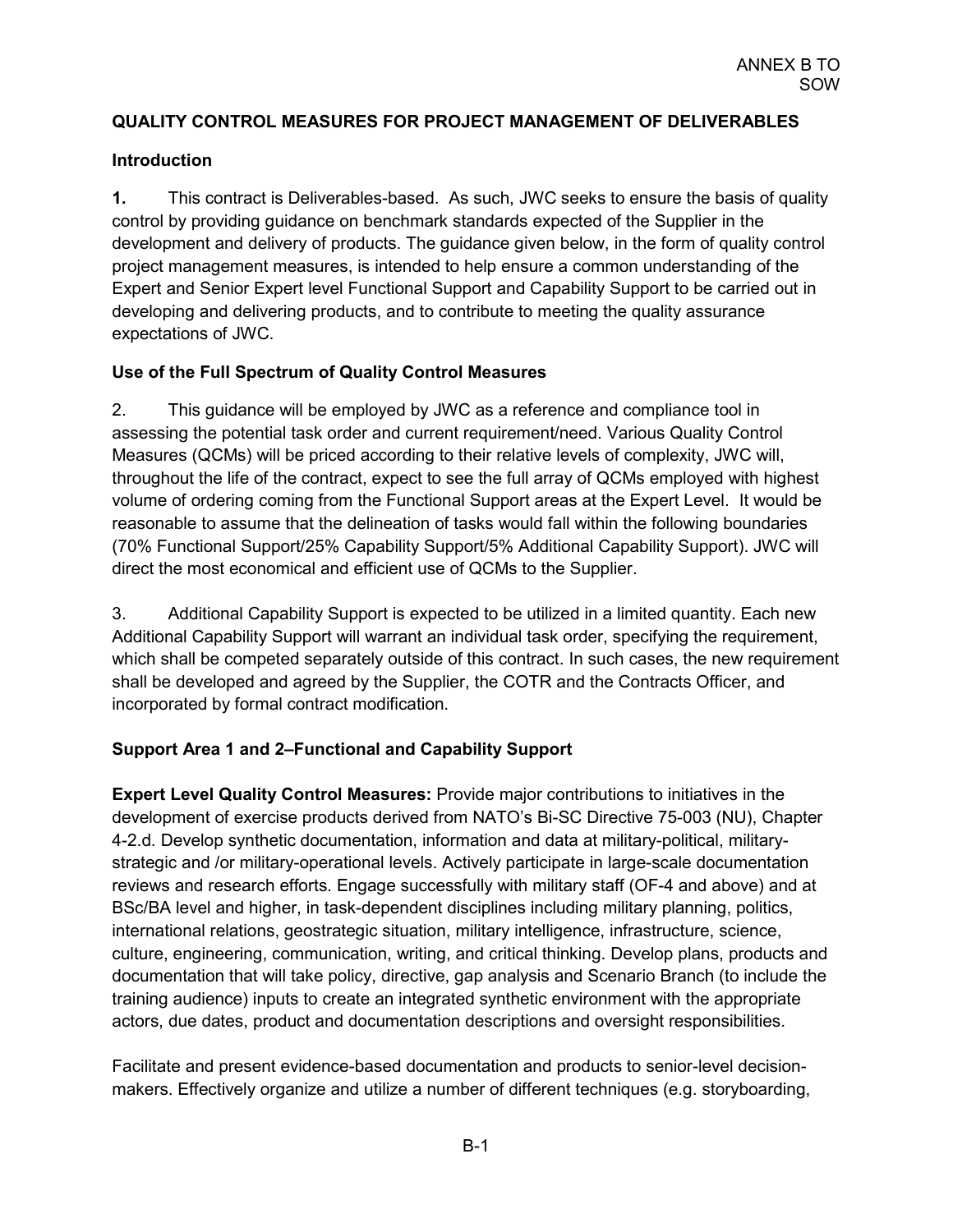ANNEX B TO SOW

## QUALITY CONTROL MEASURES FOR PROJECT MANAGEMENT OF DELIVERABLES

### Introduction

**1.** This contract is Deliverables-based. As such, JWC seeks to ensure the basis of quality control by providing guidance on benchmark standards expected of the Supplier in the development and delivery of products. The guidance given below, in the form of quality control project management measures, is intended to help ensure a common understanding of the Expert and Senior Expert level Functional Support and Capability Support to be carried out in developing and delivering products, and to contribute to meeting the quality assurance expectations of JWC.

### Use of the Full Spectrum of Quality Control Measures

2. This guidance will be employed by JWC as a reference and compliance tool in assessing the potential task order and current requirement/need. Various Quality Control Measures (QCMs) will be priced according to their relative levels of complexity, JWC will, throughout the life of the contract, expect to see the full array of QCMs employed with highest volume of ordering coming from the Functional Support areas at the Expert Level. It would be reasonable to assume that the delineation of tasks would fall within the following boundaries (70% Functional Support/25% Capability Support/5% Additional Capability Support). JWC will direct the most economical and efficient use of QCMs to the Supplier.

3. Additional Capability Support is expected to be utilized in a limited quantity. Each new Additional Capability Support will warrant an individual task order, specifying the requirement, which shall be competed separately outside of this contract. In such cases, the new requirement shall be developed and agreed by the Supplier, the COTR and the Contracts Officer, and incorporated by formal contract modification.

### Support Area 1 and 2–Functional and Capability Support

**Expert Level Quality Control Measures:** Provide major contributions to initiatives in the development of exercise products derived from NATO's Bi-SC Directive 75-003 (NU), Chapter 4-2.d. Develop synthetic documentation, information and data at military-political, military-strategic and /or military-operational levels. Actively participate in large-scale documentation reviews and research efforts. Engage successfully with military staff (OF-4 and above) and at BSc/BA level and higher, in task-dependent disciplines including military planning, politics, international relations, geostrategic situation, military intelligence, infrastructure, science, culture, engineering, communication, writing, and critical thinking. Develop plans, products and documentation that will take policy, directive, gap analysis and Scenario Branch (to include the training audience) inputs to create an integrated synthetic environment with the appropriate actors, due dates, product and documentation descriptions and oversight responsibilities.

Facilitate and present evidence-based documentation and products to senior-level decision-makers. Effectively organize and utilize a number of different techniques (e.g. storyboarding,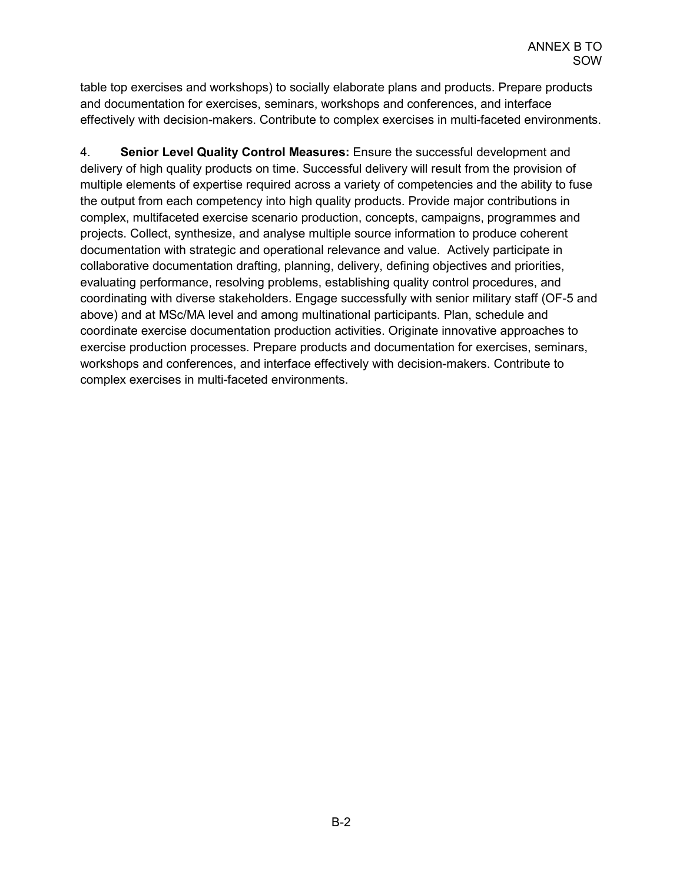table top exercises and workshops) to socially elaborate plans and products. Prepare products and documentation for exercises, seminars, workshops and conferences, and interface effectively with decision-makers. Contribute to complex exercises in multi-faceted environments.

4. **Senior Level Quality Control Measures:** Ensure the successful development and delivery of high quality products on time. Successful delivery will result from the provision of multiple elements of expertise required across a variety of competencies and the ability to fuse the output from each competency into high quality products. Provide major contributions in complex, multifaceted exercise scenario production, concepts, campaigns, programmes and projects. Collect, synthesize, and analyse multiple source information to produce coherent documentation with strategic and operational relevance and value. Actively participate in collaborative documentation drafting, planning, delivery, defining objectives and priorities, evaluating performance, resolving problems, establishing quality control procedures, and coordinating with diverse stakeholders. Engage successfully with senior military staff (OF-5 and above) and at MSc/MA level and among multinational participants. Plan, schedule and coordinate exercise documentation production activities. Originate innovative approaches to exercise production processes. Prepare products and documentation for exercises, seminars, workshops and conferences, and interface effectively with decision-makers. Contribute to complex exercises in multi-faceted environments.